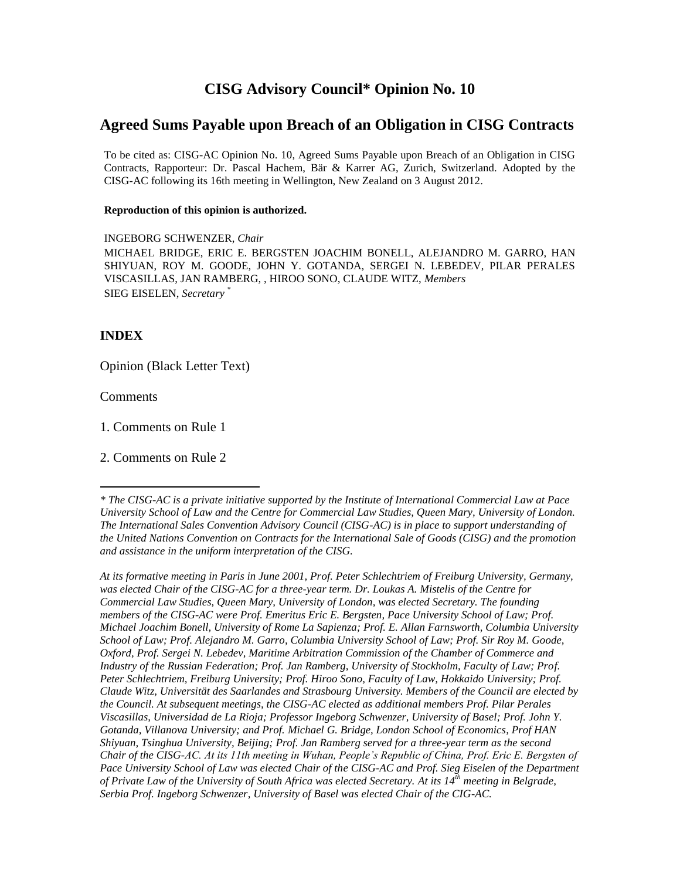# CISG Advisory Council* Opinion No. 10

## Agreed Sums Payable upon Breach of an Obligation in CISG Contracts

To be cited as: CISG-AC Opinion No. 10, Agreed Sums Payable upon Breach of an Obligation in CISG Contracts, Rapporteur: Dr. Pascal Hachem, Bär & Karrer AG, Zurich, Switzerland. Adopted by the CISG-AC following its 16th meeting in Wellington, New Zealand on 3 August 2012.

**Reproduction of this opinion is authorized.**

INGEBORG SCHWENZER, *Chair*

MICHAEL BRIDGE, ERIC E. BERGSTEN JOACHIM BONELL, ALEJANDRO M. GARRO, HAN SHIYUAN, ROY M. GOODE, JOHN Y. GOTANDA, SERGEI N. LEBEDEV, PILAR PERALES VISCASILLAS, JAN RAMBERG, , HIROO SONO, CLAUDE WITZ, *Members*

SIEG EISELEN, *Secretary* *

### INDEX

Opinion (Black Letter Text)

Comments

1. Comments on Rule 1

2. Comments on Rule 2

---

*\* The CISG-AC is a private initiative supported by the Institute of International Commercial Law at Pace University School of Law and the Centre for Commercial Law Studies, Queen Mary, University of London. The International Sales Convention Advisory Council (CISG-AC) is in place to support understanding of the United Nations Convention on Contracts for the International Sale of Goods (CISG) and the promotion and assistance in the uniform interpretation of the CISG.*

*At its formative meeting in Paris in June 2001, Prof. Peter Schlechtriem of Freiburg University, Germany, was elected Chair of the CISG-AC for a three-year term. Dr. Loukas A. Mistelis of the Centre for Commercial Law Studies, Queen Mary, University of London, was elected Secretary. The founding members of the CISG-AC were Prof. Emeritus Eric E. Bergsten, Pace University School of Law; Prof. Michael Joachim Bonell, University of Rome La Sapienza; Prof. E. Allan Farnsworth, Columbia University School of Law; Prof. Alejandro M. Garro, Columbia University School of Law; Prof. Sir Roy M. Goode, Oxford, Prof. Sergei N. Lebedev, Maritime Arbitration Commission of the Chamber of Commerce and Industry of the Russian Federation; Prof. Jan Ramberg, University of Stockholm, Faculty of Law; Prof. Peter Schlechtriem, Freiburg University; Prof. Hiroo Sono, Faculty of Law, Hokkaido University; Prof. Claude Witz, Universität des Saarlandes and Strasbourg University. Members of the Council are elected by the Council. At subsequent meetings, the CISG-AC elected as additional members Prof. Pilar Perales Viscasillas, Universidad de La Rioja; Professor Ingeborg Schwenzer, University of Basel; Prof. John Y. Gotanda, Villanova University; and Prof. Michael G. Bridge, London School of Economics, Prof HAN Shiyuan, Tsinghua University, Beijing; Prof. Jan Ramberg served for a three-year term as the second Chair of the CISG-AC. At its 11th meeting in Wuhan, People's Republic of China, Prof. Eric E. Bergsten of Pace University School of Law was elected Chair of the CISG-AC and Prof. Sieg Eiselen of the Department of Private Law of the University of South Africa was elected Secretary. At its 14th meeting in Belgrade, Serbia Prof. Ingeborg Schwenzer, University of Basel was elected Chair of the CIG-AC.*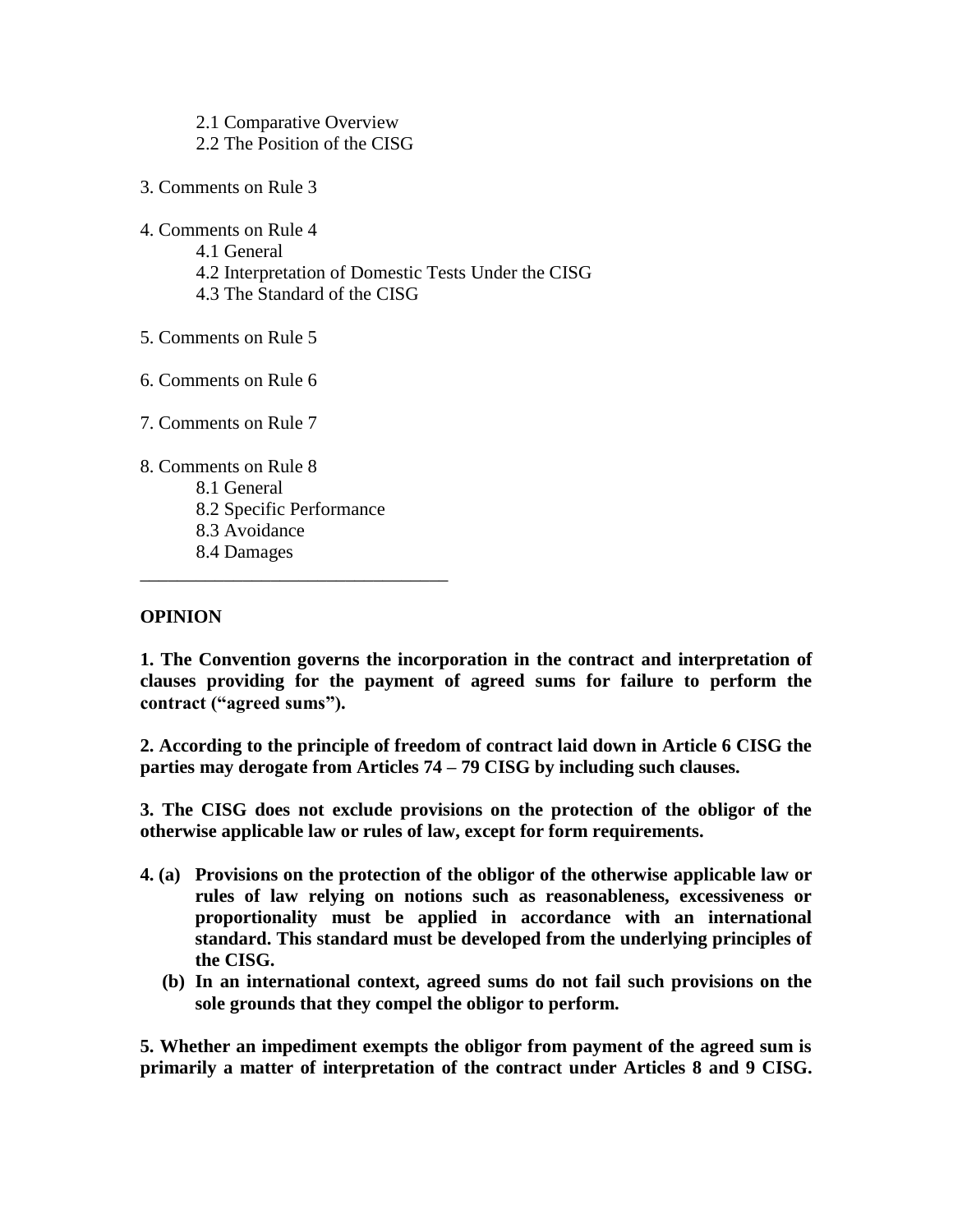2.1 Comparative Overview
2.2 The Position of the CISG

3. Comments on Rule 3

4. Comments on Rule 4
4.1 General
4.2 Interpretation of Domestic Tests Under the CISG
4.3 The Standard of the CISG

5. Comments on Rule 5

6. Comments on Rule 6

7. Comments on Rule 7

8. Comments on Rule 8
8.1 General
8.2 Specific Performance
8.3 Avoidance
8.4 Damages

---

**OPINION**

**1. The Convention governs the incorporation in the contract and interpretation of clauses providing for the payment of agreed sums for failure to perform the contract ("agreed sums").**

**2. According to the principle of freedom of contract laid down in Article 6 CISG the parties may derogate from Articles 74 – 79 CISG by including such clauses.**

**3. The CISG does not exclude provisions on the protection of the obligor of the otherwise applicable law or rules of law, except for form requirements.**

**4. (a) Provisions on the protection of the obligor of the otherwise applicable law or rules of law relying on notions such as reasonableness, excessiveness or proportionality must be applied in accordance with an international standard. This standard must be developed from the underlying principles of the CISG.**

**(b) In an international context, agreed sums do not fail such provisions on the sole grounds that they compel the obligor to perform.**

**5. Whether an impediment exempts the obligor from payment of the agreed sum is primarily a matter of interpretation of the contract under Articles 8 and 9 CISG.**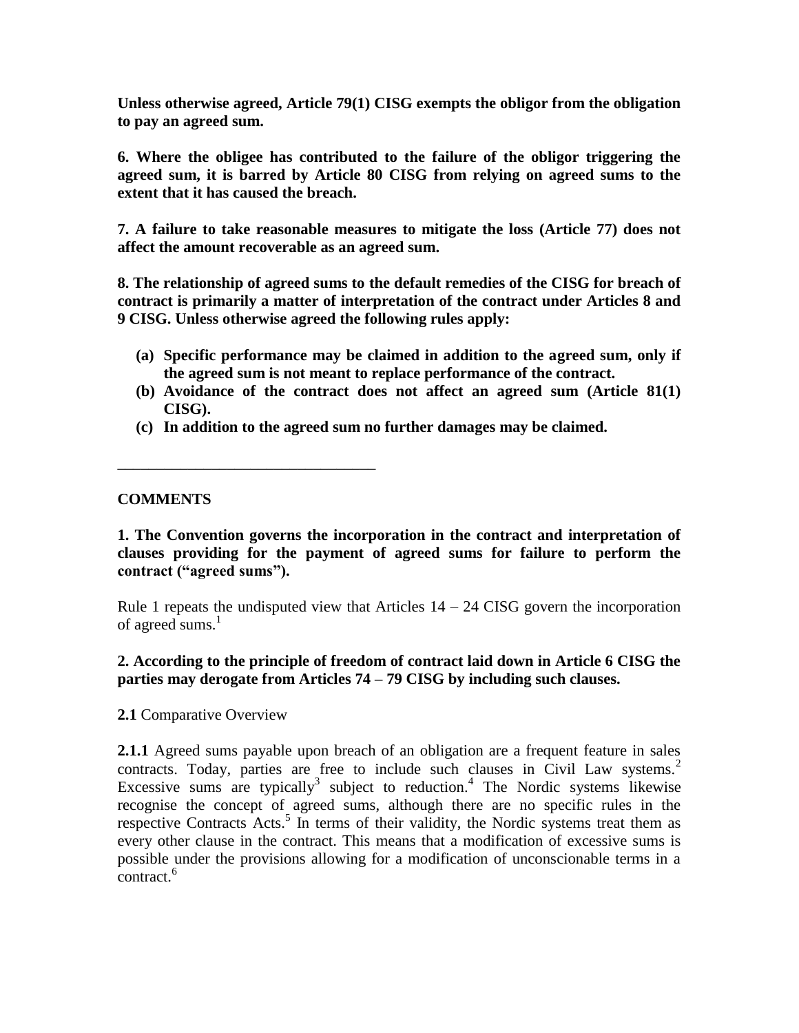**Unless otherwise agreed, Article 79(1) CISG exempts the obligor from the obligation to pay an agreed sum.**

**6. Where the obligee has contributed to the failure of the obligor triggering the agreed sum, it is barred by Article 80 CISG from relying on agreed sums to the extent that it has caused the breach.**

**7. A failure to take reasonable measures to mitigate the loss (Article 77) does not affect the amount recoverable as an agreed sum.**

**8. The relationship of agreed sums to the default remedies of the CISG for breach of contract is primarily a matter of interpretation of the contract under Articles 8 and 9 CISG. Unless otherwise agreed the following rules apply:**

- **(a) Specific performance may be claimed in addition to the agreed sum, only if the agreed sum is not meant to replace performance of the contract.**
- **(b) Avoidance of the contract does not affect an agreed sum (Article 81(1) CISG).**
- **(c) In addition to the agreed sum no further damages may be claimed.**

---

**COMMENTS**

**1. The Convention governs the incorporation in the contract and interpretation of clauses providing for the payment of agreed sums for failure to perform the contract ("agreed sums").**

Rule 1 repeats the undisputed view that Articles 14 – 24 CISG govern the incorporation of agreed sums.[1]

**2. According to the principle of freedom of contract laid down in Article 6 CISG the parties may derogate from Articles 74 – 79 CISG by including such clauses.**

**2.1** Comparative Overview

**2.1.1** Agreed sums payable upon breach of an obligation are a frequent feature in sales contracts. Today, parties are free to include such clauses in Civil Law systems.[2] Excessive sums are typically[3] subject to reduction.[4] The Nordic systems likewise recognise the concept of agreed sums, although there are no specific rules in the respective Contracts Acts.[5] In terms of their validity, the Nordic systems treat them as every other clause in the contract. This means that a modification of excessive sums is possible under the provisions allowing for a modification of unconscionable terms in a contract.[6]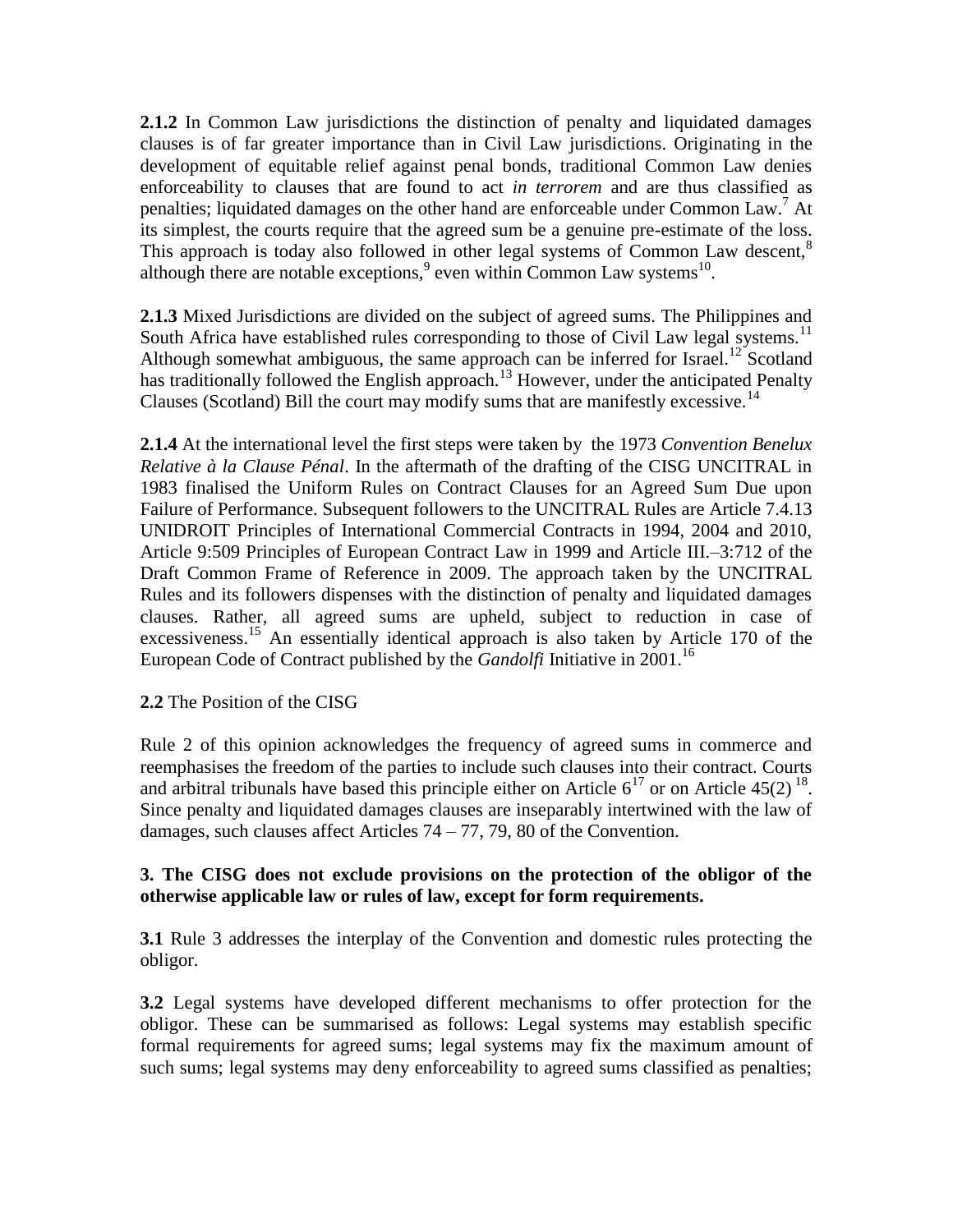**2.1.2** In Common Law jurisdictions the distinction of penalty and liquidated damages clauses is of far greater importance than in Civil Law jurisdictions. Originating in the development of equitable relief against penal bonds, traditional Common Law denies enforceability to clauses that are found to act *in terrorem* and are thus classified as penalties; liquidated damages on the other hand are enforceable under Common Law.[7] At its simplest, the courts require that the agreed sum be a genuine pre-estimate of the loss. This approach is today also followed in other legal systems of Common Law descent,[8] although there are notable exceptions,[9] even within Common Law systems[10].

**2.1.3** Mixed Jurisdictions are divided on the subject of agreed sums. The Philippines and South Africa have established rules corresponding to those of Civil Law legal systems.[11] Although somewhat ambiguous, the same approach can be inferred for Israel.[12] Scotland has traditionally followed the English approach.[13] However, under the anticipated Penalty Clauses (Scotland) Bill the court may modify sums that are manifestly excessive.[14]

**2.1.4** At the international level the first steps were taken by the 1973 *Convention Benelux Relative à la Clause Pénal*. In the aftermath of the drafting of the CISG UNCITRAL in 1983 finalised the Uniform Rules on Contract Clauses for an Agreed Sum Due upon Failure of Performance. Subsequent followers to the UNCITRAL Rules are Article 7.4.13 UNIDROIT Principles of International Commercial Contracts in 1994, 2004 and 2010, Article 9:509 Principles of European Contract Law in 1999 and Article III.–3:712 of the Draft Common Frame of Reference in 2009. The approach taken by the UNCITRAL Rules and its followers dispenses with the distinction of penalty and liquidated damages clauses. Rather, all agreed sums are upheld, subject to reduction in case of excessiveness.[15] An essentially identical approach is also taken by Article 170 of the European Code of Contract published by the *Gandolfi* Initiative in 2001.[16]

**2.2** The Position of the CISG

Rule 2 of this opinion acknowledges the frequency of agreed sums in commerce and reemphasises the freedom of the parties to include such clauses into their contract. Courts and arbitral tribunals have based this principle either on Article 6[17] or on Article 45(2)[18]. Since penalty and liquidated damages clauses are inseparably intertwined with the law of damages, such clauses affect Articles 74 – 77, 79, 80 of the Convention.

**3. The CISG does not exclude provisions on the protection of the obligor of the otherwise applicable law or rules of law, except for form requirements.**

**3.1** Rule 3 addresses the interplay of the Convention and domestic rules protecting the obligor.

**3.2** Legal systems have developed different mechanisms to offer protection for the obligor. These can be summarised as follows: Legal systems may establish specific formal requirements for agreed sums; legal systems may fix the maximum amount of such sums; legal systems may deny enforceability to agreed sums classified as penalties;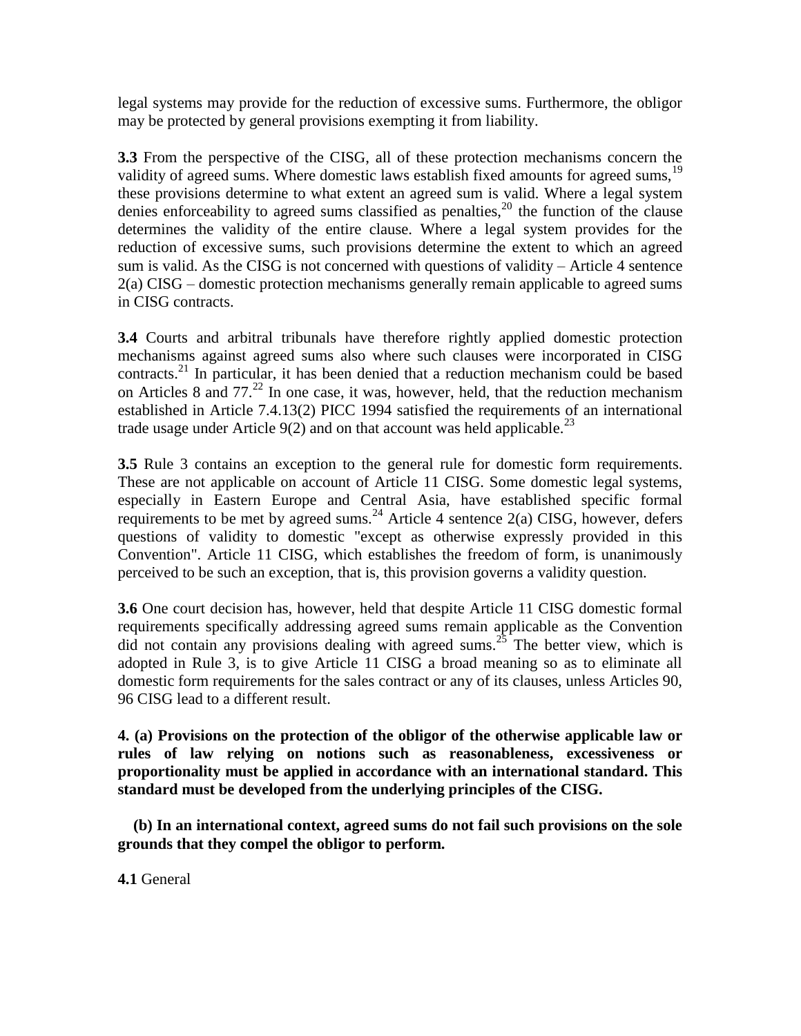legal systems may provide for the reduction of excessive sums. Furthermore, the obligor may be protected by general provisions exempting it from liability.

**3.3** From the perspective of the CISG, all of these protection mechanisms concern the validity of agreed sums. Where domestic laws establish fixed amounts for agreed sums,[19] these provisions determine to what extent an agreed sum is valid. Where a legal system denies enforceability to agreed sums classified as penalties,[20] the function of the clause determines the validity of the entire clause. Where a legal system provides for the reduction of excessive sums, such provisions determine the extent to which an agreed sum is valid. As the CISG is not concerned with questions of validity – Article 4 sentence 2(a) CISG – domestic protection mechanisms generally remain applicable to agreed sums in CISG contracts.

**3.4** Courts and arbitral tribunals have therefore rightly applied domestic protection mechanisms against agreed sums also where such clauses were incorporated in CISG contracts.[21] In particular, it has been denied that a reduction mechanism could be based on Articles 8 and 77.[22] In one case, it was, however, held, that the reduction mechanism established in Article 7.4.13(2) PICC 1994 satisfied the requirements of an international trade usage under Article 9(2) and on that account was held applicable.[23]

**3.5** Rule 3 contains an exception to the general rule for domestic form requirements. These are not applicable on account of Article 11 CISG. Some domestic legal systems, especially in Eastern Europe and Central Asia, have established specific formal requirements to be met by agreed sums.[24] Article 4 sentence 2(a) CISG, however, defers questions of validity to domestic "except as otherwise expressly provided in this Convention". Article 11 CISG, which establishes the freedom of form, is unanimously perceived to be such an exception, that is, this provision governs a validity question.

**3.6** One court decision has, however, held that despite Article 11 CISG domestic formal requirements specifically addressing agreed sums remain applicable as the Convention did not contain any provisions dealing with agreed sums.[25] The better view, which is adopted in Rule 3, is to give Article 11 CISG a broad meaning so as to eliminate all domestic form requirements for the sales contract or any of its clauses, unless Articles 90, 96 CISG lead to a different result.

**4. (a) Provisions on the protection of the obligor of the otherwise applicable law or rules of law relying on notions such as reasonableness, excessiveness or proportionality must be applied in accordance with an international standard. This standard must be developed from the underlying principles of the CISG.**

**(b) In an international context, agreed sums do not fail such provisions on the sole grounds that they compel the obligor to perform.**

**4.1** General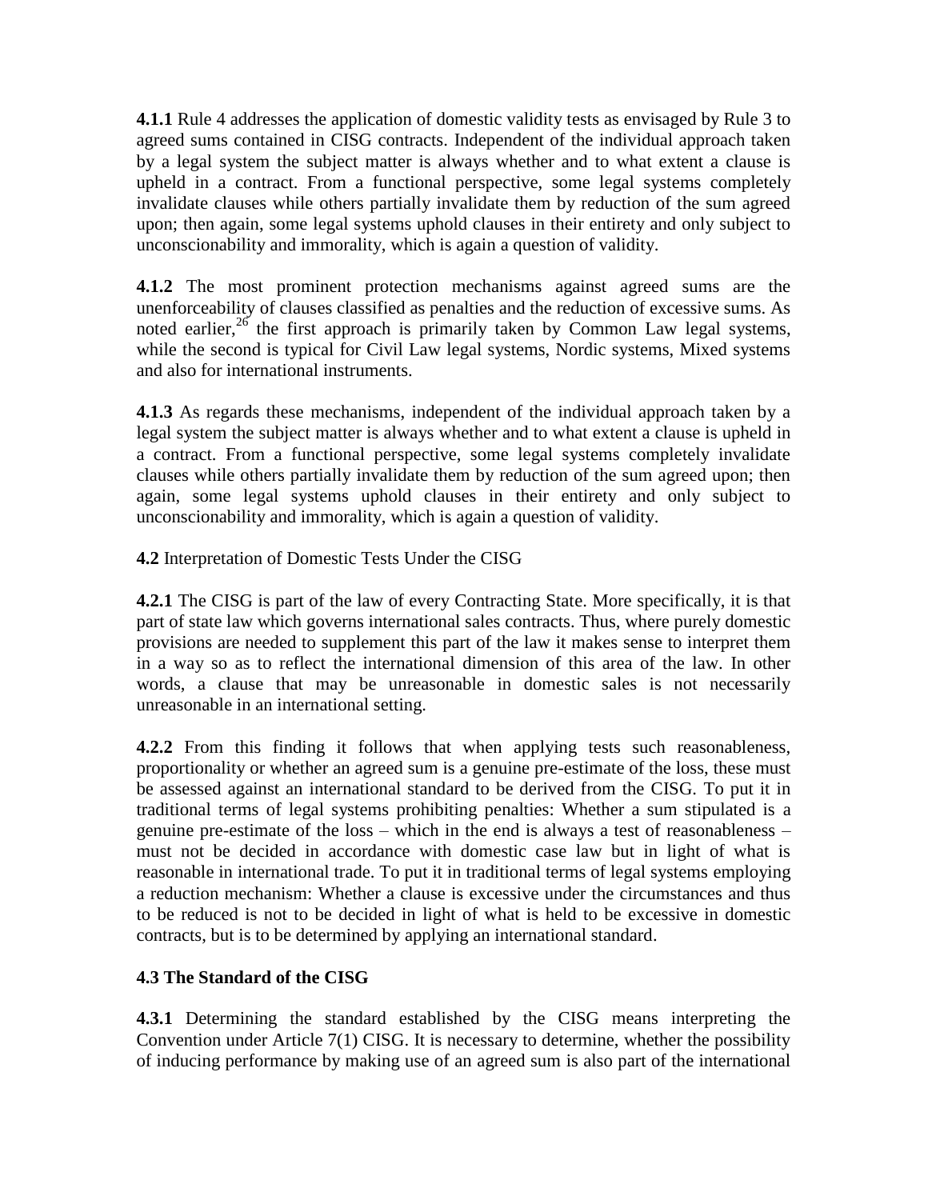**4.1.1** Rule 4 addresses the application of domestic validity tests as envisaged by Rule 3 to agreed sums contained in CISG contracts. Independent of the individual approach taken by a legal system the subject matter is always whether and to what extent a clause is upheld in a contract. From a functional perspective, some legal systems completely invalidate clauses while others partially invalidate them by reduction of the sum agreed upon; then again, some legal systems uphold clauses in their entirety and only subject to unconscionability and immorality, which is again a question of validity.

**4.1.2** The most prominent protection mechanisms against agreed sums are the unenforceability of clauses classified as penalties and the reduction of excessive sums. As noted earlier,[26] the first approach is primarily taken by Common Law legal systems, while the second is typical for Civil Law legal systems, Nordic systems, Mixed systems and also for international instruments.

**4.1.3** As regards these mechanisms, independent of the individual approach taken by a legal system the subject matter is always whether and to what extent a clause is upheld in a contract. From a functional perspective, some legal systems completely invalidate clauses while others partially invalidate them by reduction of the sum agreed upon; then again, some legal systems uphold clauses in their entirety and only subject to unconscionability and immorality, which is again a question of validity.

**4.2** Interpretation of Domestic Tests Under the CISG

**4.2.1** The CISG is part of the law of every Contracting State. More specifically, it is that part of state law which governs international sales contracts. Thus, where purely domestic provisions are needed to supplement this part of the law it makes sense to interpret them in a way so as to reflect the international dimension of this area of the law. In other words, a clause that may be unreasonable in domestic sales is not necessarily unreasonable in an international setting.

**4.2.2** From this finding it follows that when applying tests such reasonableness, proportionality or whether an agreed sum is a genuine pre-estimate of the loss, these must be assessed against an international standard to be derived from the CISG. To put it in traditional terms of legal systems prohibiting penalties: Whether a sum stipulated is a genuine pre-estimate of the loss – which in the end is always a test of reasonableness – must not be decided in accordance with domestic case law but in light of what is reasonable in international trade. To put it in traditional terms of legal systems employing a reduction mechanism: Whether a clause is excessive under the circumstances and thus to be reduced is not to be decided in light of what is held to be excessive in domestic contracts, but is to be determined by applying an international standard.

### 4.3 The Standard of the CISG

**4.3.1** Determining the standard established by the CISG means interpreting the Convention under Article 7(1) CISG. It is necessary to determine, whether the possibility of inducing performance by making use of an agreed sum is also part of the international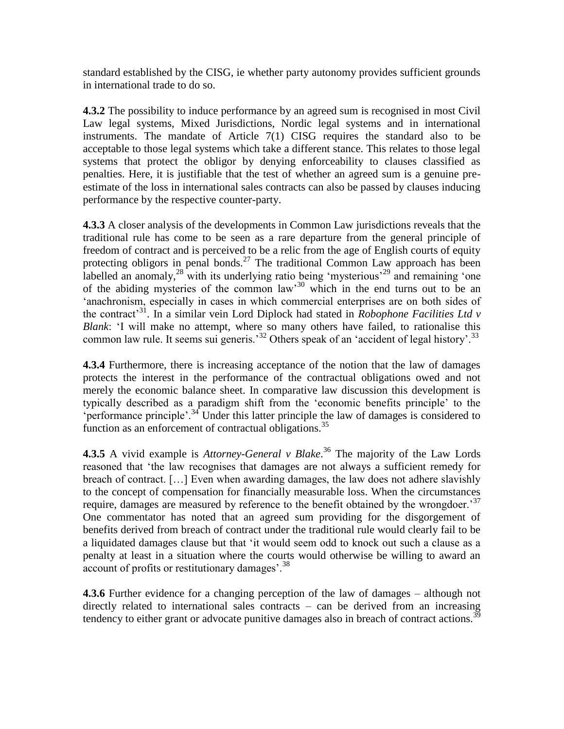standard established by the CISG, ie whether party autonomy provides sufficient grounds in international trade to do so.

**4.3.2** The possibility to induce performance by an agreed sum is recognised in most Civil Law legal systems, Mixed Jurisdictions, Nordic legal systems and in international instruments. The mandate of Article 7(1) CISG requires the standard also to be acceptable to those legal systems which take a different stance. This relates to those legal systems that protect the obligor by denying enforceability to clauses classified as penalties. Here, it is justifiable that the test of whether an agreed sum is a genuine pre-estimate of the loss in international sales contracts can also be passed by clauses inducing performance by the respective counter-party.

**4.3.3** A closer analysis of the developments in Common Law jurisdictions reveals that the traditional rule has come to be seen as a rare departure from the general principle of freedom of contract and is perceived to be a relic from the age of English courts of equity protecting obligors in penal bonds.[27] The traditional Common Law approach has been labelled an anomaly,[28] with its underlying ratio being 'mysterious'[29] and remaining 'one of the abiding mysteries of the common law'[30] which in the end turns out to be an 'anachronism, especially in cases in which commercial enterprises are on both sides of the contract'[31]. In a similar vein Lord Diplock had stated in *Robophone Facilities Ltd v Blank*: 'I will make no attempt, where so many others have failed, to rationalise this common law rule. It seems sui generis.'[32] Others speak of an 'accident of legal history'.[33]

**4.3.4** Furthermore, there is increasing acceptance of the notion that the law of damages protects the interest in the performance of the contractual obligations owed and not merely the economic balance sheet. In comparative law discussion this development is typically described as a paradigm shift from the 'economic benefits principle' to the 'performance principle'.[34] Under this latter principle the law of damages is considered to function as an enforcement of contractual obligations.[35]

**4.3.5** A vivid example is *Attorney-General v Blake*.[36] The majority of the Law Lords reasoned that 'the law recognises that damages are not always a sufficient remedy for breach of contract. […] Even when awarding damages, the law does not adhere slavishly to the concept of compensation for financially measurable loss. When the circumstances require, damages are measured by reference to the benefit obtained by the wrongdoer.'[37] One commentator has noted that an agreed sum providing for the disgorgement of benefits derived from breach of contract under the traditional rule would clearly fail to be a liquidated damages clause but that 'it would seem odd to knock out such a clause as a penalty at least in a situation where the courts would otherwise be willing to award an account of profits or restitutionary damages'.[38]

**4.3.6** Further evidence for a changing perception of the law of damages – although not directly related to international sales contracts – can be derived from an increasing tendency to either grant or advocate punitive damages also in breach of contract actions.[39]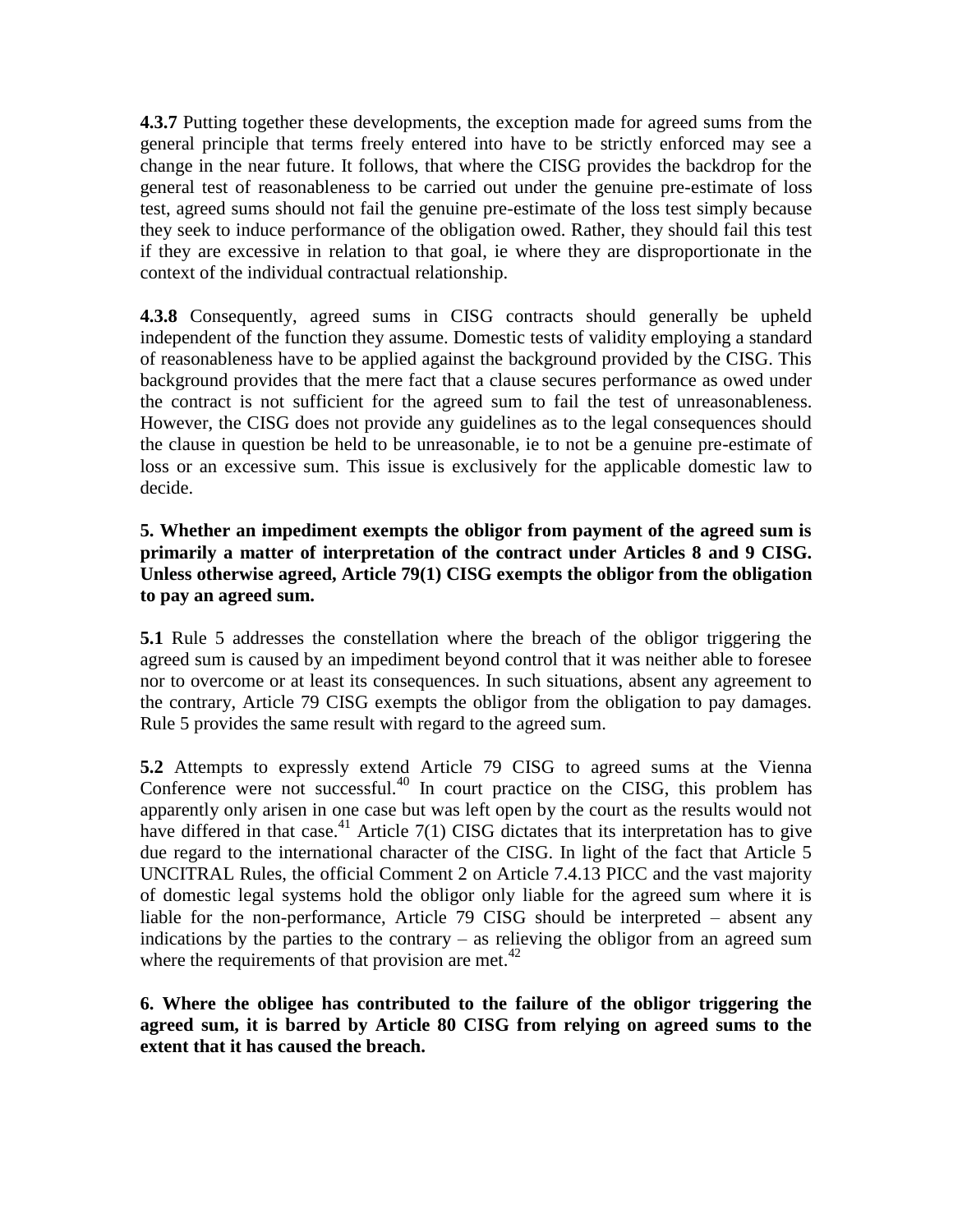**4.3.7** Putting together these developments, the exception made for agreed sums from the general principle that terms freely entered into have to be strictly enforced may see a change in the near future. It follows, that where the CISG provides the backdrop for the general test of reasonableness to be carried out under the genuine pre-estimate of loss test, agreed sums should not fail the genuine pre-estimate of the loss test simply because they seek to induce performance of the obligation owed. Rather, they should fail this test if they are excessive in relation to that goal, ie where they are disproportionate in the context of the individual contractual relationship.

**4.3.8** Consequently, agreed sums in CISG contracts should generally be upheld independent of the function they assume. Domestic tests of validity employing a standard of reasonableness have to be applied against the background provided by the CISG. This background provides that the mere fact that a clause secures performance as owed under the contract is not sufficient for the agreed sum to fail the test of unreasonableness. However, the CISG does not provide any guidelines as to the legal consequences should the clause in question be held to be unreasonable, ie to not be a genuine pre-estimate of loss or an excessive sum. This issue is exclusively for the applicable domestic law to decide.

**5. Whether an impediment exempts the obligor from payment of the agreed sum is primarily a matter of interpretation of the contract under Articles 8 and 9 CISG. Unless otherwise agreed, Article 79(1) CISG exempts the obligor from the obligation to pay an agreed sum.**

**5.1** Rule 5 addresses the constellation where the breach of the obligor triggering the agreed sum is caused by an impediment beyond control that it was neither able to foresee nor to overcome or at least its consequences. In such situations, absent any agreement to the contrary, Article 79 CISG exempts the obligor from the obligation to pay damages. Rule 5 provides the same result with regard to the agreed sum.

**5.2** Attempts to expressly extend Article 79 CISG to agreed sums at the Vienna Conference were not successful.[40] In court practice on the CISG, this problem has apparently only arisen in one case but was left open by the court as the results would not have differed in that case.[41] Article 7(1) CISG dictates that its interpretation has to give due regard to the international character of the CISG. In light of the fact that Article 5 UNCITRAL Rules, the official Comment 2 on Article 7.4.13 PICC and the vast majority of domestic legal systems hold the obligor only liable for the agreed sum where it is liable for the non-performance, Article 79 CISG should be interpreted – absent any indications by the parties to the contrary – as relieving the obligor from an agreed sum where the requirements of that provision are met.[42]

**6. Where the obligee has contributed to the failure of the obligor triggering the agreed sum, it is barred by Article 80 CISG from relying on agreed sums to the extent that it has caused the breach.**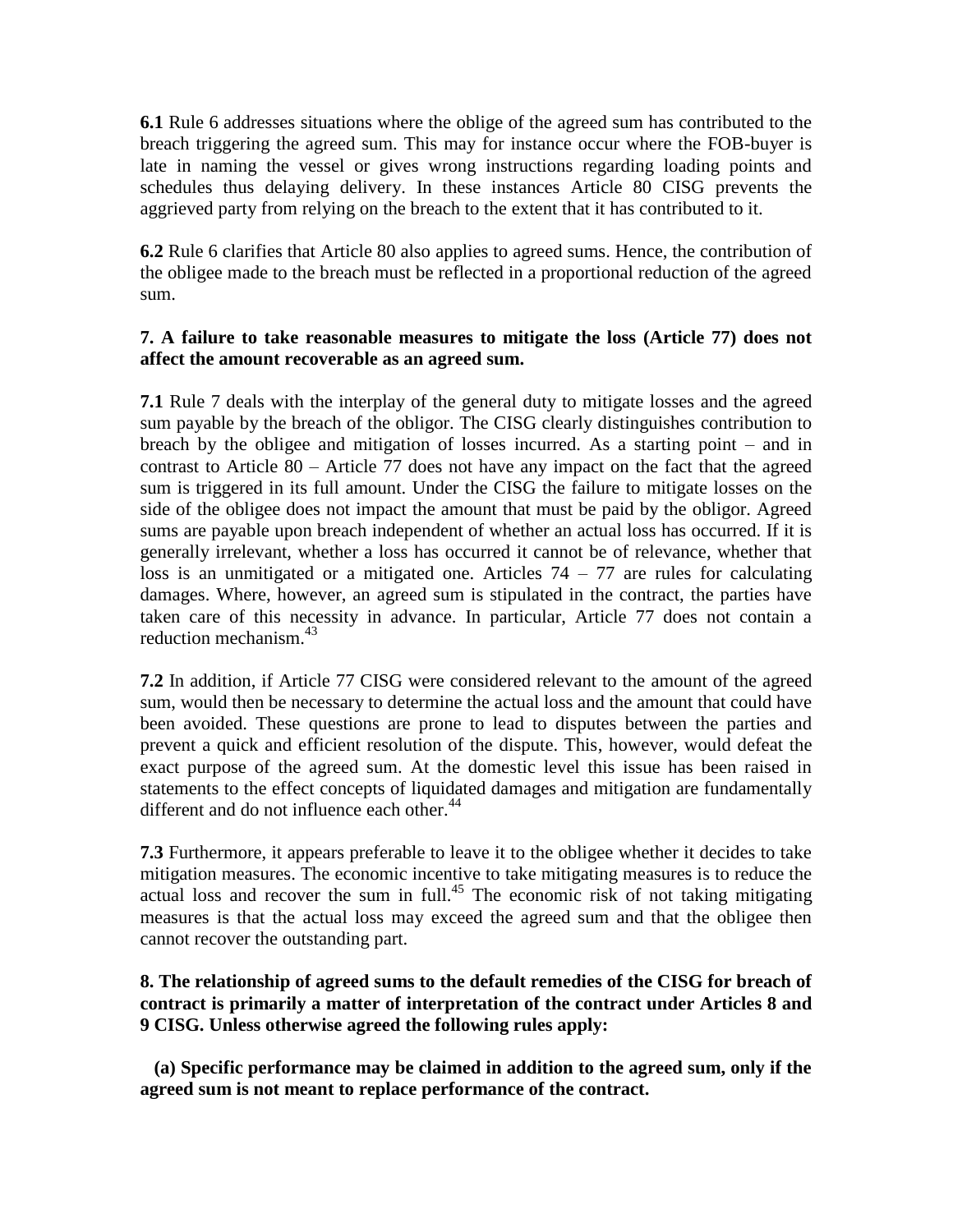**6.1** Rule 6 addresses situations where the oblige of the agreed sum has contributed to the breach triggering the agreed sum. This may for instance occur where the FOB-buyer is late in naming the vessel or gives wrong instructions regarding loading points and schedules thus delaying delivery. In these instances Article 80 CISG prevents the aggrieved party from relying on the breach to the extent that it has contributed to it.

**6.2** Rule 6 clarifies that Article 80 also applies to agreed sums. Hence, the contribution of the obligee made to the breach must be reflected in a proportional reduction of the agreed sum.

**7. A failure to take reasonable measures to mitigate the loss (Article 77) does not affect the amount recoverable as an agreed sum.**

**7.1** Rule 7 deals with the interplay of the general duty to mitigate losses and the agreed sum payable by the breach of the obligor. The CISG clearly distinguishes contribution to breach by the obligee and mitigation of losses incurred. As a starting point – and in contrast to Article 80 – Article 77 does not have any impact on the fact that the agreed sum is triggered in its full amount. Under the CISG the failure to mitigate losses on the side of the obligee does not impact the amount that must be paid by the obligor. Agreed sums are payable upon breach independent of whether an actual loss has occurred. If it is generally irrelevant, whether a loss has occurred it cannot be of relevance, whether that loss is an unmitigated or a mitigated one. Articles 74 – 77 are rules for calculating damages. Where, however, an agreed sum is stipulated in the contract, the parties have taken care of this necessity in advance. In particular, Article 77 does not contain a reduction mechanism.[43]

**7.2** In addition, if Article 77 CISG were considered relevant to the amount of the agreed sum, would then be necessary to determine the actual loss and the amount that could have been avoided. These questions are prone to lead to disputes between the parties and prevent a quick and efficient resolution of the dispute. This, however, would defeat the exact purpose of the agreed sum. At the domestic level this issue has been raised in statements to the effect concepts of liquidated damages and mitigation are fundamentally different and do not influence each other.[44]

**7.3** Furthermore, it appears preferable to leave it to the obligee whether it decides to take mitigation measures. The economic incentive to take mitigating measures is to reduce the actual loss and recover the sum in full.[45] The economic risk of not taking mitigating measures is that the actual loss may exceed the agreed sum and that the obligee then cannot recover the outstanding part.

**8. The relationship of agreed sums to the default remedies of the CISG for breach of contract is primarily a matter of interpretation of the contract under Articles 8 and 9 CISG. Unless otherwise agreed the following rules apply:**

**(a) Specific performance may be claimed in addition to the agreed sum, only if the agreed sum is not meant to replace performance of the contract.**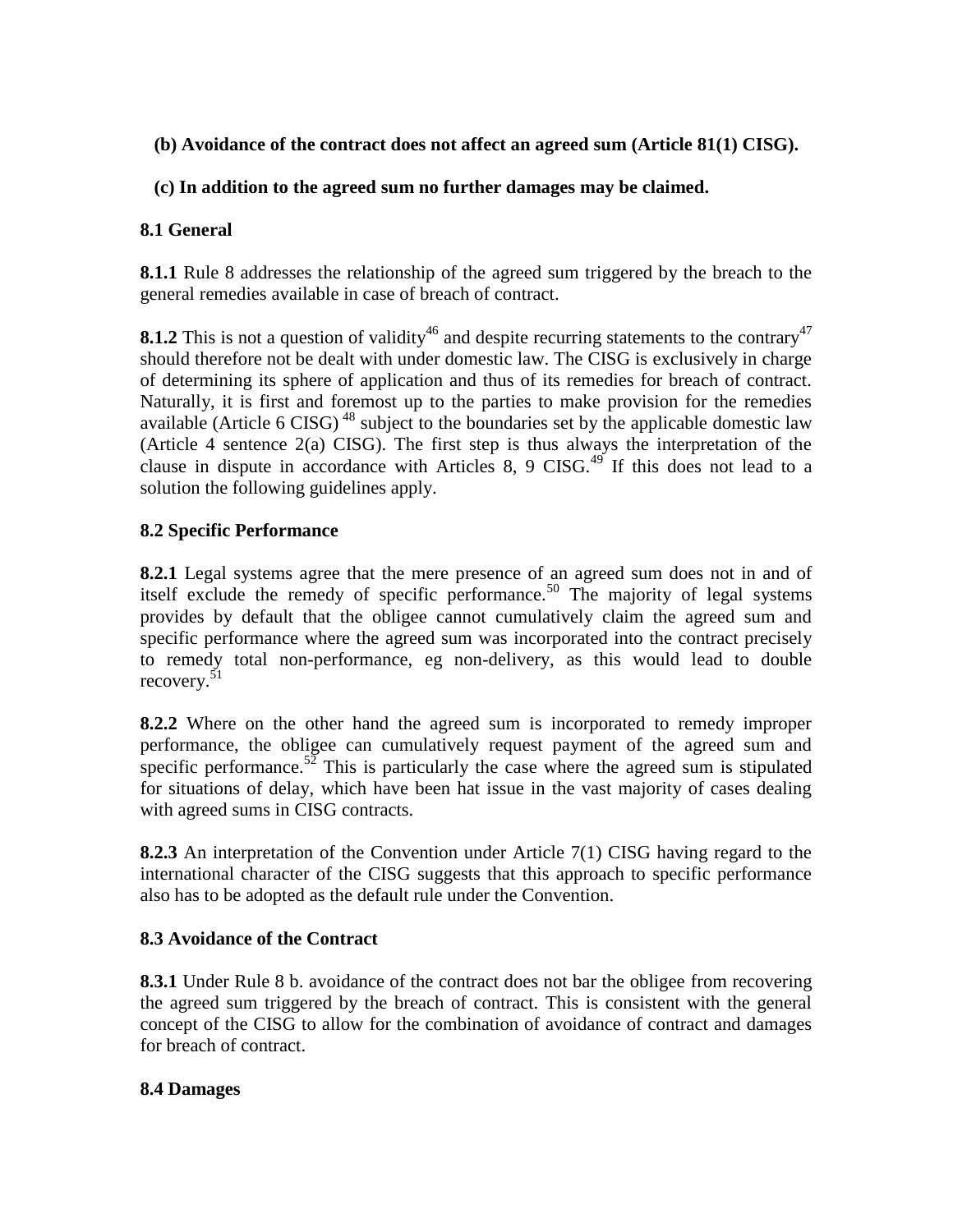**(b) Avoidance of the contract does not affect an agreed sum (Article 81(1) CISG).**

**(c) In addition to the agreed sum no further damages may be claimed.**

### 8.1 General

**8.1.1** Rule 8 addresses the relationship of the agreed sum triggered by the breach to the general remedies available in case of breach of contract.

**8.1.2** This is not a question of validity[46] and despite recurring statements to the contrary[47] should therefore not be dealt with under domestic law. The CISG is exclusively in charge of determining its sphere of application and thus of its remedies for breach of contract. Naturally, it is first and foremost up to the parties to make provision for the remedies available (Article 6 CISG) [48] subject to the boundaries set by the applicable domestic law (Article 4 sentence 2(a) CISG). The first step is thus always the interpretation of the clause in dispute in accordance with Articles 8, 9 CISG.[49] If this does not lead to a solution the following guidelines apply.

### 8.2 Specific Performance

**8.2.1** Legal systems agree that the mere presence of an agreed sum does not in and of itself exclude the remedy of specific performance.[50] The majority of legal systems provides by default that the obligee cannot cumulatively claim the agreed sum and specific performance where the agreed sum was incorporated into the contract precisely to remedy total non-performance, eg non-delivery, as this would lead to double recovery.[51]

**8.2.2** Where on the other hand the agreed sum is incorporated to remedy improper performance, the obligee can cumulatively request payment of the agreed sum and specific performance.[52] This is particularly the case where the agreed sum is stipulated for situations of delay, which have been hat issue in the vast majority of cases dealing with agreed sums in CISG contracts.

**8.2.3** An interpretation of the Convention under Article 7(1) CISG having regard to the international character of the CISG suggests that this approach to specific performance also has to be adopted as the default rule under the Convention.

### 8.3 Avoidance of the Contract

**8.3.1** Under Rule 8 b. avoidance of the contract does not bar the obligee from recovering the agreed sum triggered by the breach of contract. This is consistent with the general concept of the CISG to allow for the combination of avoidance of contract and damages for breach of contract.

### 8.4 Damages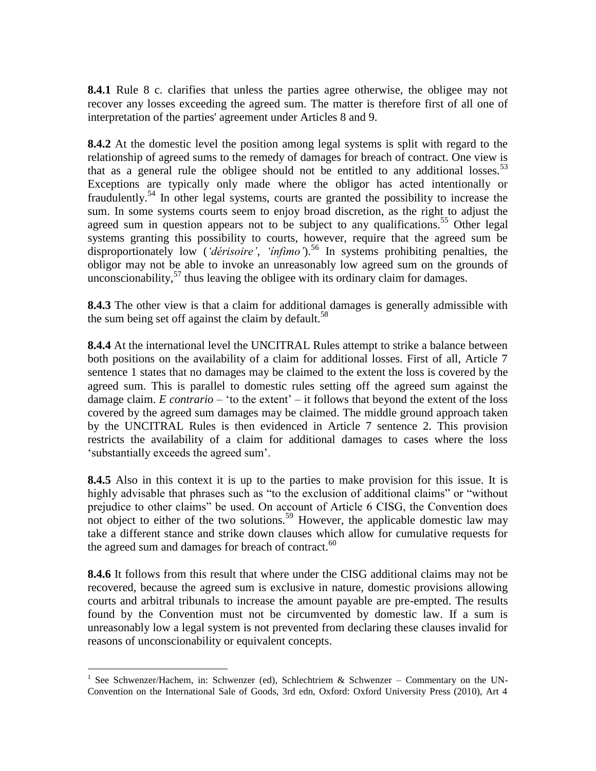**8.4.1** Rule 8 c. clarifies that unless the parties agree otherwise, the obligee may not recover any losses exceeding the agreed sum. The matter is therefore first of all one of interpretation of the parties' agreement under Articles 8 and 9.

**8.4.2** At the domestic level the position among legal systems is split with regard to the relationship of agreed sums to the remedy of damages for breach of contract. One view is that as a general rule the obligee should not be entitled to any additional losses.[53] Exceptions are typically only made where the obligor has acted intentionally or fraudulently.[54] In other legal systems, courts are granted the possibility to increase the sum. In some systems courts seem to enjoy broad discretion, as the right to adjust the agreed sum in question appears not to be subject to any qualifications.[55] Other legal systems granting this possibility to courts, however, require that the agreed sum be disproportionately low (*'dérisoire'*, *'ínfimo'*).[56] In systems prohibiting penalties, the obligor may not be able to invoke an unreasonably low agreed sum on the grounds of unconscionability,[57] thus leaving the obligee with its ordinary claim for damages.

**8.4.3** The other view is that a claim for additional damages is generally admissible with the sum being set off against the claim by default.[58]

**8.4.4** At the international level the UNCITRAL Rules attempt to strike a balance between both positions on the availability of a claim for additional losses. First of all, Article 7 sentence 1 states that no damages may be claimed to the extent the loss is covered by the agreed sum. This is parallel to domestic rules setting off the agreed sum against the damage claim. *E contrario* – 'to the extent' – it follows that beyond the extent of the loss covered by the agreed sum damages may be claimed. The middle ground approach taken by the UNCITRAL Rules is then evidenced in Article 7 sentence 2. This provision restricts the availability of a claim for additional damages to cases where the loss 'substantially exceeds the agreed sum'.

**8.4.5** Also in this context it is up to the parties to make provision for this issue. It is highly advisable that phrases such as "to the exclusion of additional claims" or "without prejudice to other claims" be used. On account of Article 6 CISG, the Convention does not object to either of the two solutions.[59] However, the applicable domestic law may take a different stance and strike down clauses which allow for cumulative requests for the agreed sum and damages for breach of contract.[60]

**8.4.6** It follows from this result that where under the CISG additional claims may not be recovered, because the agreed sum is exclusive in nature, domestic provisions allowing courts and arbitral tribunals to increase the amount payable are pre-empted. The results found by the Convention must not be circumvented by domestic law. If a sum is unreasonably low a legal system is not prevented from declaring these clauses invalid for reasons of unconscionability or equivalent concepts.

---

[1] See Schwenzer/Hachem, in: Schwenzer (ed), Schlechtriem & Schwenzer – Commentary on the UN-Convention on the International Sale of Goods, 3rd edn, Oxford: Oxford University Press (2010), Art 4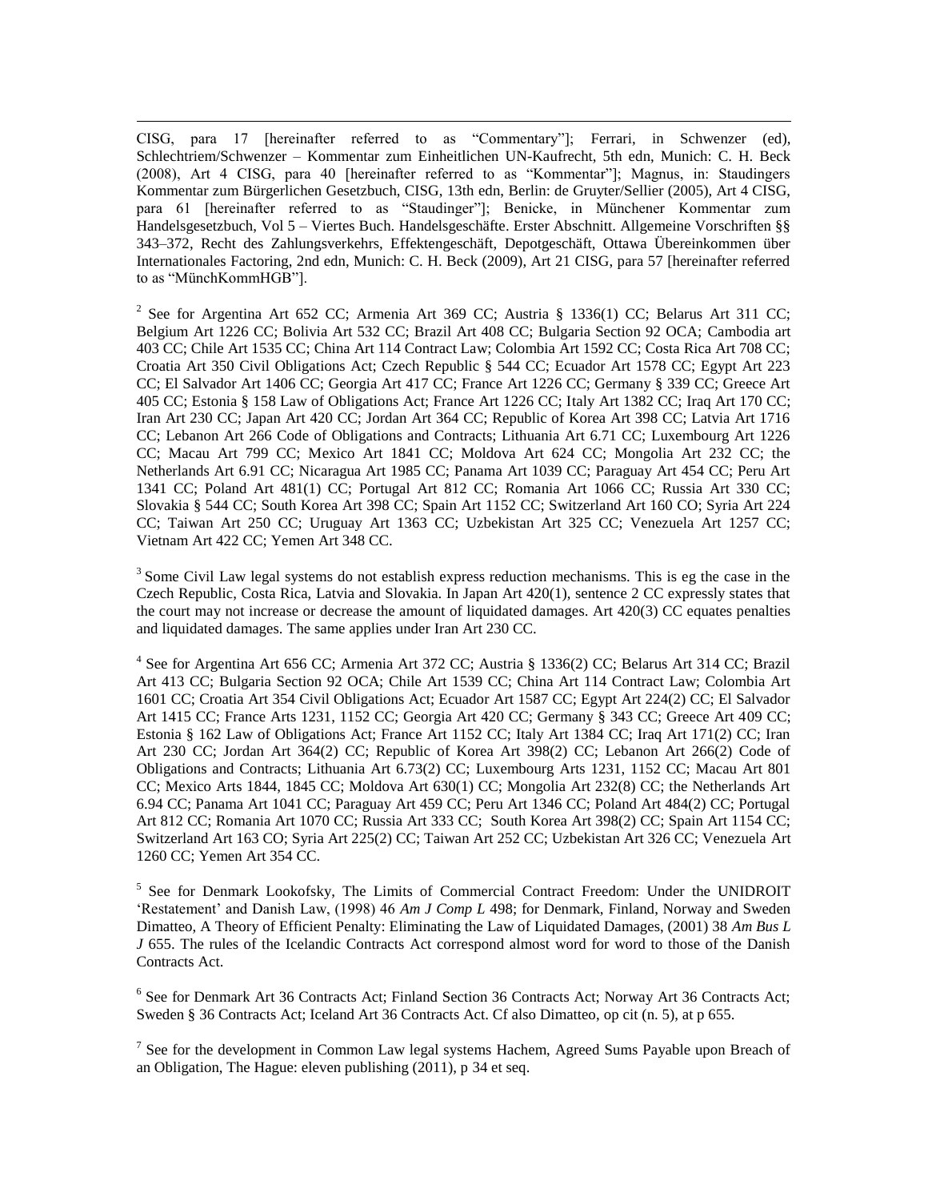CISG, para 17 [hereinafter referred to as "Commentary"]; Ferrari, in Schwenzer (ed), Schlechtriem/Schwenzer – Kommentar zum Einheitlichen UN-Kaufrecht, 5th edn, Munich: C. H. Beck (2008), Art 4 CISG, para 40 [hereinafter referred to as "Kommentar"]; Magnus, in: Staudingers Kommentar zum Bürgerlichen Gesetzbuch, CISG, 13th edn, Berlin: de Gruyter/Sellier (2005), Art 4 CISG, para 61 [hereinafter referred to as "Staudinger"]; Benicke, in Münchener Kommentar zum Handelsgesetzbuch, Vol 5 – Viertes Buch. Handelsgeschäfte. Erster Abschnitt. Allgemeine Vorschriften §§ 343–372, Recht des Zahlungsverkehrs, Effektengeschäft, Depotgeschäft, Ottawa Übereinkommen über Internationales Factoring, 2nd edn, Munich: C. H. Beck (2009), Art 21 CISG, para 57 [hereinafter referred to as "MünchKommHGB"].

[2] See for Argentina Art 652 CC; Armenia Art 369 CC; Austria § 1336(1) CC; Belarus Art 311 CC; Belgium Art 1226 CC; Bolivia Art 532 CC; Brazil Art 408 CC; Bulgaria Section 92 OCA; Cambodia art 403 CC; Chile Art 1535 CC; China Art 114 Contract Law; Colombia Art 1592 CC; Costa Rica Art 708 CC; Croatia Art 350 Civil Obligations Act; Czech Republic § 544 CC; Ecuador Art 1578 CC; Egypt Art 223 CC; El Salvador Art 1406 CC; Georgia Art 417 CC; France Art 1226 CC; Germany § 339 CC; Greece Art 405 CC; Estonia § 158 Law of Obligations Act; France Art 1226 CC; Italy Art 1382 CC; Iraq Art 170 CC; Iran Art 230 CC; Japan Art 420 CC; Jordan Art 364 CC; Republic of Korea Art 398 CC; Latvia Art 1716 CC; Lebanon Art 266 Code of Obligations and Contracts; Lithuania Art 6.71 CC; Luxembourg Art 1226 CC; Macau Art 799 CC; Mexico Art 1841 CC; Moldova Art 624 CC; Mongolia Art 232 CC; the Netherlands Art 6.91 CC; Nicaragua Art 1985 CC; Panama Art 1039 CC; Paraguay Art 454 CC; Peru Art 1341 CC; Poland Art 481(1) CC; Portugal Art 812 CC; Romania Art 1066 CC; Russia Art 330 CC; Slovakia § 544 CC; South Korea Art 398 CC; Spain Art 1152 CC; Switzerland Art 160 CO; Syria Art 224 CC; Taiwan Art 250 CC; Uruguay Art 1363 CC; Uzbekistan Art 325 CC; Venezuela Art 1257 CC; Vietnam Art 422 CC; Yemen Art 348 CC.

[3] Some Civil Law legal systems do not establish express reduction mechanisms. This is eg the case in the Czech Republic, Costa Rica, Latvia and Slovakia. In Japan Art 420(1), sentence 2 CC expressly states that the court may not increase or decrease the amount of liquidated damages. Art 420(3) CC equates penalties and liquidated damages. The same applies under Iran Art 230 CC.

[4] See for Argentina Art 656 CC; Armenia Art 372 CC; Austria § 1336(2) CC; Belarus Art 314 CC; Brazil Art 413 CC; Bulgaria Section 92 OCA; Chile Art 1539 CC; China Art 114 Contract Law; Colombia Art 1601 CC; Croatia Art 354 Civil Obligations Act; Ecuador Art 1587 CC; Egypt Art 224(2) CC; El Salvador Art 1415 CC; France Arts 1231, 1152 CC; Georgia Art 420 CC; Germany § 343 CC; Greece Art 409 CC; Estonia § 162 Law of Obligations Act; France Art 1152 CC; Italy Art 1384 CC; Iraq Art 171(2) CC; Iran Art 230 CC; Jordan Art 364(2) CC; Republic of Korea Art 398(2) CC; Lebanon Art 266(2) Code of Obligations and Contracts; Lithuania Art 6.73(2) CC; Luxembourg Arts 1231, 1152 CC; Macau Art 801 CC; Mexico Arts 1844, 1845 CC; Moldova Art 630(1) CC; Mongolia Art 232(8) CC; the Netherlands Art 6.94 CC; Panama Art 1041 CC; Paraguay Art 459 CC; Peru Art 1346 CC; Poland Art 484(2) CC; Portugal Art 812 CC; Romania Art 1070 CC; Russia Art 333 CC; South Korea Art 398(2) CC; Spain Art 1154 CC; Switzerland Art 163 CO; Syria Art 225(2) CC; Taiwan Art 252 CC; Uzbekistan Art 326 CC; Venezuela Art 1260 CC; Yemen Art 354 CC.

[5] See for Denmark Lookofsky, The Limits of Commercial Contract Freedom: Under the UNIDROIT 'Restatement' and Danish Law, (1998) 46 *Am J Comp L* 498; for Denmark, Finland, Norway and Sweden Dimatteo, A Theory of Efficient Penalty: Eliminating the Law of Liquidated Damages, (2001) 38 *Am Bus L J* 655. The rules of the Icelandic Contracts Act correspond almost word for word to those of the Danish Contracts Act.

[6] See for Denmark Art 36 Contracts Act; Finland Section 36 Contracts Act; Norway Art 36 Contracts Act; Sweden § 36 Contracts Act; Iceland Art 36 Contracts Act. Cf also Dimatteo, op cit (n. 5), at p 655.

[7] See for the development in Common Law legal systems Hachem, Agreed Sums Payable upon Breach of an Obligation, The Hague: eleven publishing (2011), p 34 et seq.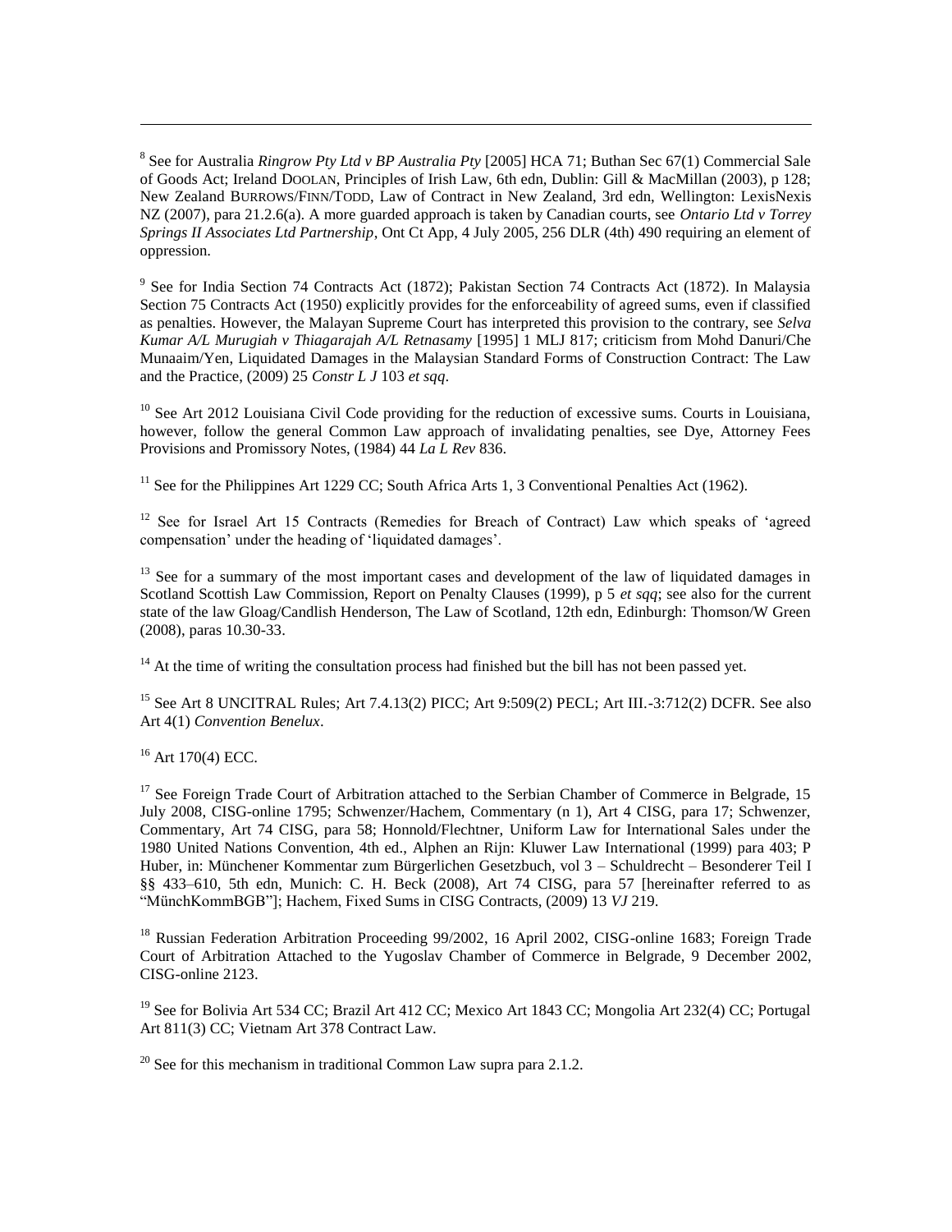[8] See for Australia *Ringrow Pty Ltd v BP Australia Pty* [2005] HCA 71; Buthan Sec 67(1) Commercial Sale of Goods Act; Ireland DOOLAN, Principles of Irish Law, 6th edn, Dublin: Gill & MacMillan (2003), p 128; New Zealand BURROWS/FINN/TODD, Law of Contract in New Zealand, 3rd edn, Wellington: LexisNexis NZ (2007), para 21.2.6(a). A more guarded approach is taken by Canadian courts, see *Ontario Ltd v Torrey Springs II Associates Ltd Partnership*, Ont Ct App, 4 July 2005, 256 DLR (4th) 490 requiring an element of oppression.

[9] See for India Section 74 Contracts Act (1872); Pakistan Section 74 Contracts Act (1872). In Malaysia Section 75 Contracts Act (1950) explicitly provides for the enforceability of agreed sums, even if classified as penalties. However, the Malayan Supreme Court has interpreted this provision to the contrary, see *Selva Kumar A/L Murugiah v Thiagarajah A/L Retnasamy* [1995] 1 MLJ 817; criticism from Mohd Danuri/Che Munaaim/Yen, Liquidated Damages in the Malaysian Standard Forms of Construction Contract: The Law and the Practice, (2009) 25 *Constr L J* 103 *et sqq*.

[10] See Art 2012 Louisiana Civil Code providing for the reduction of excessive sums. Courts in Louisiana, however, follow the general Common Law approach of invalidating penalties, see Dye, Attorney Fees Provisions and Promissory Notes, (1984) 44 *La L Rev* 836.

[11] See for the Philippines Art 1229 CC; South Africa Arts 1, 3 Conventional Penalties Act (1962).

[12] See for Israel Art 15 Contracts (Remedies for Breach of Contract) Law which speaks of 'agreed compensation' under the heading of 'liquidated damages'.

[13] See for a summary of the most important cases and development of the law of liquidated damages in Scotland Scottish Law Commission, Report on Penalty Clauses (1999), p 5 *et sqq*; see also for the current state of the law Gloag/Candlish Henderson, The Law of Scotland, 12th edn, Edinburgh: Thomson/W Green (2008), paras 10.30-33.

[14] At the time of writing the consultation process had finished but the bill has not been passed yet.

[15] See Art 8 UNCITRAL Rules; Art 7.4.13(2) PICC; Art 9:509(2) PECL; Art III.-3:712(2) DCFR. See also Art 4(1) *Convention Benelux*.

[16] Art 170(4) ECC.

[17] See Foreign Trade Court of Arbitration attached to the Serbian Chamber of Commerce in Belgrade, 15 July 2008, CISG-online 1795; Schwenzer/Hachem, Commentary (n 1), Art 4 CISG, para 17; Schwenzer, Commentary, Art 74 CISG, para 58; Honnold/Flechtner, Uniform Law for International Sales under the 1980 United Nations Convention, 4th ed., Alphen an Rijn: Kluwer Law International (1999) para 403; P Huber, in: Münchener Kommentar zum Bürgerlichen Gesetzbuch, vol 3 – Schuldrecht – Besonderer Teil I §§ 433–610, 5th edn, Munich: C. H. Beck (2008), Art 74 CISG, para 57 [hereinafter referred to as "MünchKommBGB"]; Hachem, Fixed Sums in CISG Contracts, (2009) 13 *VJ* 219.

[18] Russian Federation Arbitration Proceeding 99/2002, 16 April 2002, CISG-online 1683; Foreign Trade Court of Arbitration Attached to the Yugoslav Chamber of Commerce in Belgrade, 9 December 2002, CISG-online 2123.

[19] See for Bolivia Art 534 CC; Brazil Art 412 CC; Mexico Art 1843 CC; Mongolia Art 232(4) CC; Portugal Art 811(3) CC; Vietnam Art 378 Contract Law.

[20] See for this mechanism in traditional Common Law supra para 2.1.2.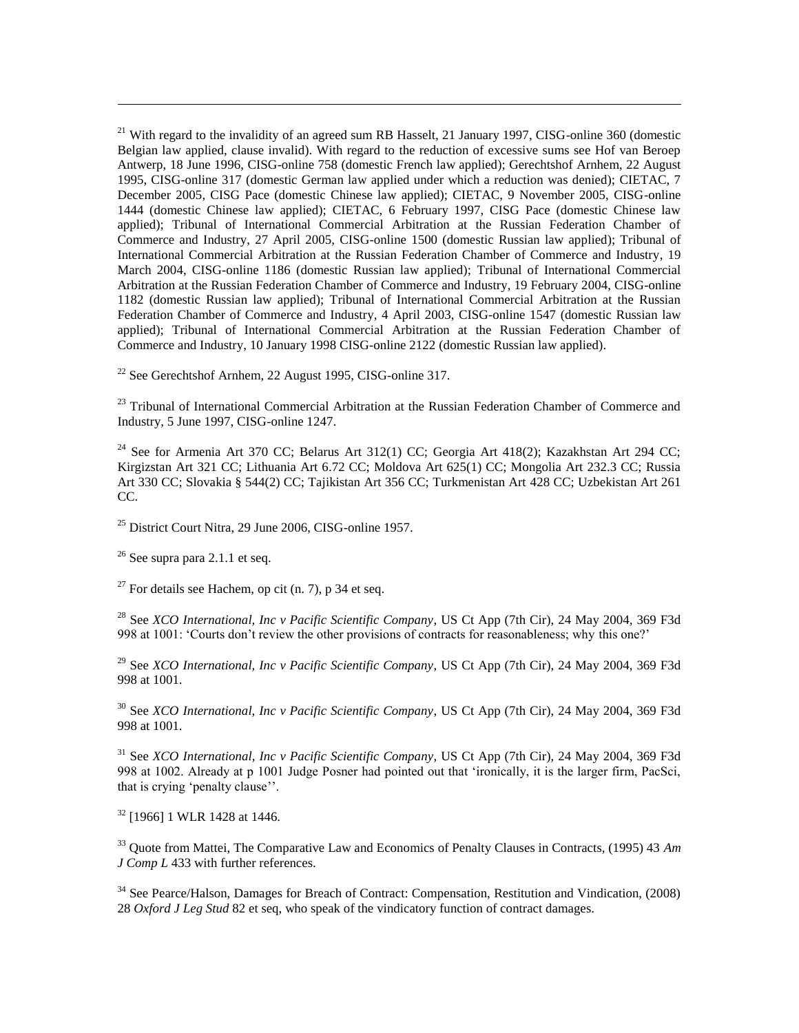[21] With regard to the invalidity of an agreed sum RB Hasselt, 21 January 1997, CISG-online 360 (domestic Belgian law applied, clause invalid). With regard to the reduction of excessive sums see Hof van Beroep Antwerp, 18 June 1996, CISG-online 758 (domestic French law applied); Gerechtshof Arnhem, 22 August 1995, CISG-online 317 (domestic German law applied under which a reduction was denied); CIETAC, 7 December 2005, CISG Pace (domestic Chinese law applied); CIETAC, 9 November 2005, CISG-online 1444 (domestic Chinese law applied); CIETAC, 6 February 1997, CISG Pace (domestic Chinese law applied); Tribunal of International Commercial Arbitration at the Russian Federation Chamber of Commerce and Industry, 27 April 2005, CISG-online 1500 (domestic Russian law applied); Tribunal of International Commercial Arbitration at the Russian Federation Chamber of Commerce and Industry, 19 March 2004, CISG-online 1186 (domestic Russian law applied); Tribunal of International Commercial Arbitration at the Russian Federation Chamber of Commerce and Industry, 19 February 2004, CISG-online 1182 (domestic Russian law applied); Tribunal of International Commercial Arbitration at the Russian Federation Chamber of Commerce and Industry, 4 April 2003, CISG-online 1547 (domestic Russian law applied); Tribunal of International Commercial Arbitration at the Russian Federation Chamber of Commerce and Industry, 10 January 1998 CISG-online 2122 (domestic Russian law applied).

[22] See Gerechtshof Arnhem, 22 August 1995, CISG-online 317.

[23] Tribunal of International Commercial Arbitration at the Russian Federation Chamber of Commerce and Industry, 5 June 1997, CISG-online 1247.

[24] See for Armenia Art 370 CC; Belarus Art 312(1) CC; Georgia Art 418(2); Kazakhstan Art 294 CC; Kirgizstan Art 321 CC; Lithuania Art 6.72 CC; Moldova Art 625(1) CC; Mongolia Art 232.3 CC; Russia Art 330 CC; Slovakia § 544(2) CC; Tajikistan Art 356 CC; Turkmenistan Art 428 CC; Uzbekistan Art 261 CC.

[25] District Court Nitra, 29 June 2006, CISG-online 1957.

[26] See supra para 2.1.1 et seq.

[27] For details see Hachem, op cit (n. 7), p 34 et seq.

[28] See *XCO International, Inc v Pacific Scientific Company*, US Ct App (7th Cir), 24 May 2004, 369 F3d 998 at 1001: 'Courts don't review the other provisions of contracts for reasonableness; why this one?'

[29] See *XCO International, Inc v Pacific Scientific Company*, US Ct App (7th Cir), 24 May 2004, 369 F3d 998 at 1001.

[30] See *XCO International, Inc v Pacific Scientific Company*, US Ct App (7th Cir), 24 May 2004, 369 F3d 998 at 1001.

[31] See *XCO International, Inc v Pacific Scientific Company*, US Ct App (7th Cir), 24 May 2004, 369 F3d 998 at 1002. Already at p 1001 Judge Posner had pointed out that 'ironically, it is the larger firm, PacSci, that is crying 'penalty clause''.

[32] [1966] 1 WLR 1428 at 1446.

[33] Quote from Mattei, The Comparative Law and Economics of Penalty Clauses in Contracts, (1995) 43 *Am J Comp L* 433 with further references.

[34] See Pearce/Halson, Damages for Breach of Contract: Compensation, Restitution and Vindication, (2008) 28 *Oxford J Leg Stud* 82 et seq, who speak of the vindicatory function of contract damages.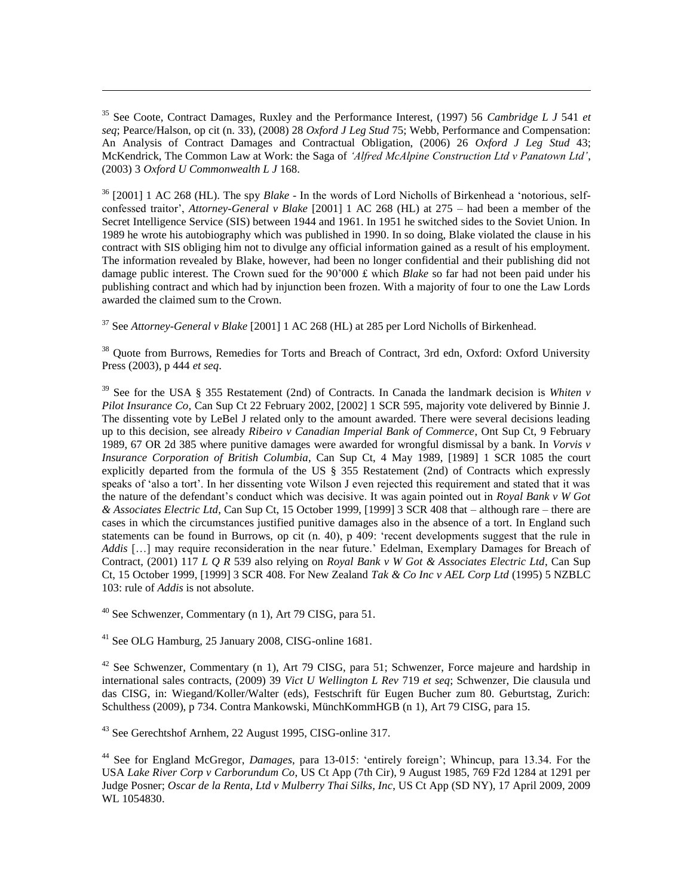[35] See Coote, Contract Damages, Ruxley and the Performance Interest, (1997) 56 *Cambridge L J* 541 *et seq*; Pearce/Halson, op cit (n. 33), (2008) 28 *Oxford J Leg Stud* 75; Webb, Performance and Compensation: An Analysis of Contract Damages and Contractual Obligation, (2006) 26 *Oxford J Leg Stud* 43; McKendrick, The Common Law at Work: the Saga of *'Alfred McAlpine Construction Ltd v Panatown Ltd'*, (2003) 3 *Oxford U Commonwealth L J* 168.

[36] [2001] 1 AC 268 (HL). The spy *Blake* - In the words of Lord Nicholls of Birkenhead a 'notorious, self-confessed traitor', *Attorney-General v Blake* [2001] 1 AC 268 (HL) at 275 – had been a member of the Secret Intelligence Service (SIS) between 1944 and 1961. In 1951 he switched sides to the Soviet Union. In 1989 he wrote his autobiography which was published in 1990. In so doing, Blake violated the clause in his contract with SIS obliging him not to divulge any official information gained as a result of his employment. The information revealed by Blake, however, had been no longer confidential and their publishing did not damage public interest. The Crown sued for the 90'000 £ which *Blake* so far had not been paid under his publishing contract and which had by injunction been frozen. With a majority of four to one the Law Lords awarded the claimed sum to the Crown.

[37] See *Attorney-General v Blake* [2001] 1 AC 268 (HL) at 285 per Lord Nicholls of Birkenhead.

[38] Quote from Burrows, Remedies for Torts and Breach of Contract, 3rd edn, Oxford: Oxford University Press (2003), p 444 *et seq*.

[39] See for the USA § 355 Restatement (2nd) of Contracts. In Canada the landmark decision is *Whiten v Pilot Insurance Co*, Can Sup Ct 22 February 2002, [2002] 1 SCR 595, majority vote delivered by Binnie J. The dissenting vote by LeBel J related only to the amount awarded. There were several decisions leading up to this decision, see already *Ribeiro v Canadian Imperial Bank of Commerce*, Ont Sup Ct, 9 February 1989, 67 OR 2d 385 where punitive damages were awarded for wrongful dismissal by a bank. In *Vorvis v Insurance Corporation of British Columbia*, Can Sup Ct, 4 May 1989, [1989] 1 SCR 1085 the court explicitly departed from the formula of the US § 355 Restatement (2nd) of Contracts which expressly speaks of 'also a tort'. In her dissenting vote Wilson J even rejected this requirement and stated that it was the nature of the defendant's conduct which was decisive. It was again pointed out in *Royal Bank v W Got & Associates Electric Ltd*, Can Sup Ct, 15 October 1999, [1999] 3 SCR 408 that – although rare – there are cases in which the circumstances justified punitive damages also in the absence of a tort. In England such statements can be found in Burrows, op cit (n. 40), p 409: 'recent developments suggest that the rule in *Addis* […] may require reconsideration in the near future.' Edelman, Exemplary Damages for Breach of Contract, (2001) 117 *L Q R* 539 also relying on *Royal Bank v W Got & Associates Electric Ltd*, Can Sup Ct, 15 October 1999, [1999] 3 SCR 408. For New Zealand *Tak & Co Inc v AEL Corp Ltd* (1995) 5 NZBLC 103: rule of *Addis* is not absolute.

[40] See Schwenzer, Commentary (n 1), Art 79 CISG, para 51.

[41] See OLG Hamburg, 25 January 2008, CISG-online 1681.

[42] See Schwenzer, Commentary (n 1), Art 79 CISG, para 51; Schwenzer, Force majeure and hardship in international sales contracts, (2009) 39 *Vict U Wellington L Rev* 719 *et seq*; Schwenzer, Die clausula und das CISG, in: Wiegand/Koller/Walter (eds), Festschrift für Eugen Bucher zum 80. Geburtstag, Zurich: Schulthess (2009), p 734. Contra Mankowski, MünchKommHGB (n 1), Art 79 CISG, para 15.

[43] See Gerechtshof Arnhem, 22 August 1995, CISG-online 317.

[44] See for England McGregor, *Damages*, para 13-015: 'entirely foreign'; Whincup, para 13.34. For the USA *Lake River Corp v Carborundum Co*, US Ct App (7th Cir), 9 August 1985, 769 F2d 1284 at 1291 per Judge Posner; *Oscar de la Renta, Ltd v Mulberry Thai Silks, Inc*, US Ct App (SD NY), 17 April 2009, 2009 WL 1054830.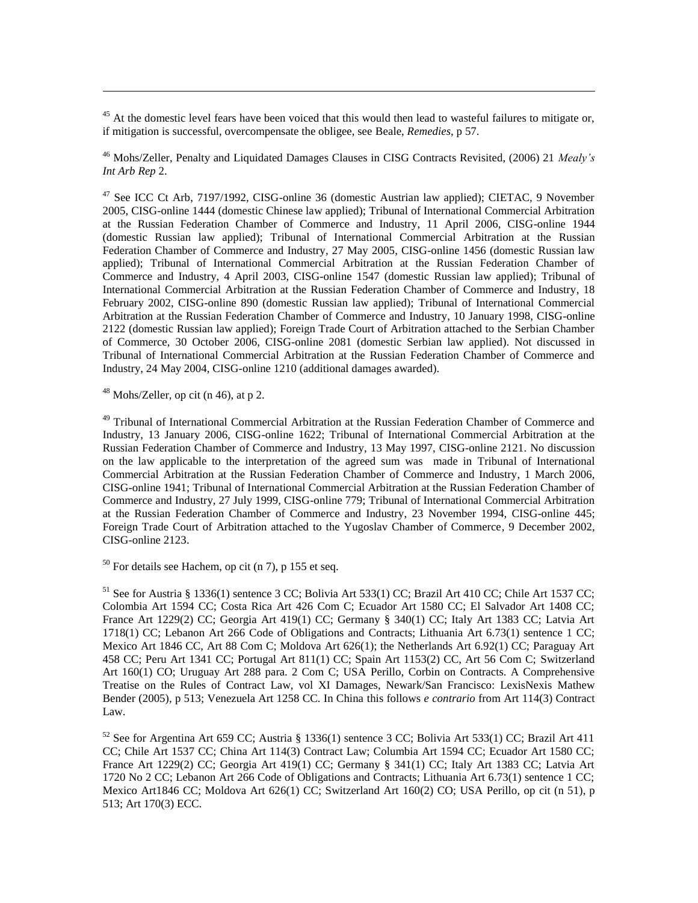[45] At the domestic level fears have been voiced that this would then lead to wasteful failures to mitigate or, if mitigation is successful, overcompensate the obligee, see Beale, *Remedies*, p 57.

[46] Mohs/Zeller, Penalty and Liquidated Damages Clauses in CISG Contracts Revisited, (2006) 21 *Mealy's Int Arb Rep* 2.

[47] See ICC Ct Arb, 7197/1992, CISG-online 36 (domestic Austrian law applied); CIETAC, 9 November 2005, CISG-online 1444 (domestic Chinese law applied); Tribunal of International Commercial Arbitration at the Russian Federation Chamber of Commerce and Industry, 11 April 2006, CISG-online 1944 (domestic Russian law applied); Tribunal of International Commercial Arbitration at the Russian Federation Chamber of Commerce and Industry, 27 May 2005, CISG-online 1456 (domestic Russian law applied); Tribunal of International Commercial Arbitration at the Russian Federation Chamber of Commerce and Industry, 4 April 2003, CISG-online 1547 (domestic Russian law applied); Tribunal of International Commercial Arbitration at the Russian Federation Chamber of Commerce and Industry, 18 February 2002, CISG-online 890 (domestic Russian law applied); Tribunal of International Commercial Arbitration at the Russian Federation Chamber of Commerce and Industry, 10 January 1998, CISG-online 2122 (domestic Russian law applied); Foreign Trade Court of Arbitration attached to the Serbian Chamber of Commerce, 30 October 2006, CISG-online 2081 (domestic Serbian law applied). Not discussed in Tribunal of International Commercial Arbitration at the Russian Federation Chamber of Commerce and Industry, 24 May 2004, CISG-online 1210 (additional damages awarded).

[48] Mohs/Zeller, op cit (n 46), at p 2.

[49] Tribunal of International Commercial Arbitration at the Russian Federation Chamber of Commerce and Industry, 13 January 2006, CISG-online 1622; Tribunal of International Commercial Arbitration at the Russian Federation Chamber of Commerce and Industry, 13 May 1997, CISG-online 2121. No discussion on the law applicable to the interpretation of the agreed sum was made in Tribunal of International Commercial Arbitration at the Russian Federation Chamber of Commerce and Industry, 1 March 2006, CISG-online 1941; Tribunal of International Commercial Arbitration at the Russian Federation Chamber of Commerce and Industry, 27 July 1999, CISG-online 779; Tribunal of International Commercial Arbitration at the Russian Federation Chamber of Commerce and Industry, 23 November 1994, CISG-online 445; Foreign Trade Court of Arbitration attached to the Yugoslav Chamber of Commerce, 9 December 2002, CISG-online 2123.

[50] For details see Hachem, op cit (n 7), p 155 et seq.

[51] See for Austria § 1336(1) sentence 3 CC; Bolivia Art 533(1) CC; Brazil Art 410 CC; Chile Art 1537 CC; Colombia Art 1594 CC; Costa Rica Art 426 Com C; Ecuador Art 1580 CC; El Salvador Art 1408 CC; France Art 1229(2) CC; Georgia Art 419(1) CC; Germany § 340(1) CC; Italy Art 1383 CC; Latvia Art 1718(1) CC; Lebanon Art 266 Code of Obligations and Contracts; Lithuania Art 6.73(1) sentence 1 CC; Mexico Art 1846 CC, Art 88 Com C; Moldova Art 626(1); the Netherlands Art 6.92(1) CC; Paraguay Art 458 CC; Peru Art 1341 CC; Portugal Art 811(1) CC; Spain Art 1153(2) CC, Art 56 Com C; Switzerland Art 160(1) CO; Uruguay Art 288 para. 2 Com C; USA Perillo, Corbin on Contracts. A Comprehensive Treatise on the Rules of Contract Law, vol XI Damages, Newark/San Francisco: LexisNexis Mathew Bender (2005), p 513; Venezuela Art 1258 CC. In China this follows *e contrario* from Art 114(3) Contract Law.

[52] See for Argentina Art 659 CC; Austria § 1336(1) sentence 3 CC; Bolivia Art 533(1) CC; Brazil Art 411 CC; Chile Art 1537 CC; China Art 114(3) Contract Law; Columbia Art 1594 CC; Ecuador Art 1580 CC; France Art 1229(2) CC; Georgia Art 419(1) CC; Germany § 341(1) CC; Italy Art 1383 CC; Latvia Art 1720 No 2 CC; Lebanon Art 266 Code of Obligations and Contracts; Lithuania Art 6.73(1) sentence 1 CC; Mexico Art1846 CC; Moldova Art 626(1) CC; Switzerland Art 160(2) CO; USA Perillo, op cit (n 51), p 513; Art 170(3) ECC.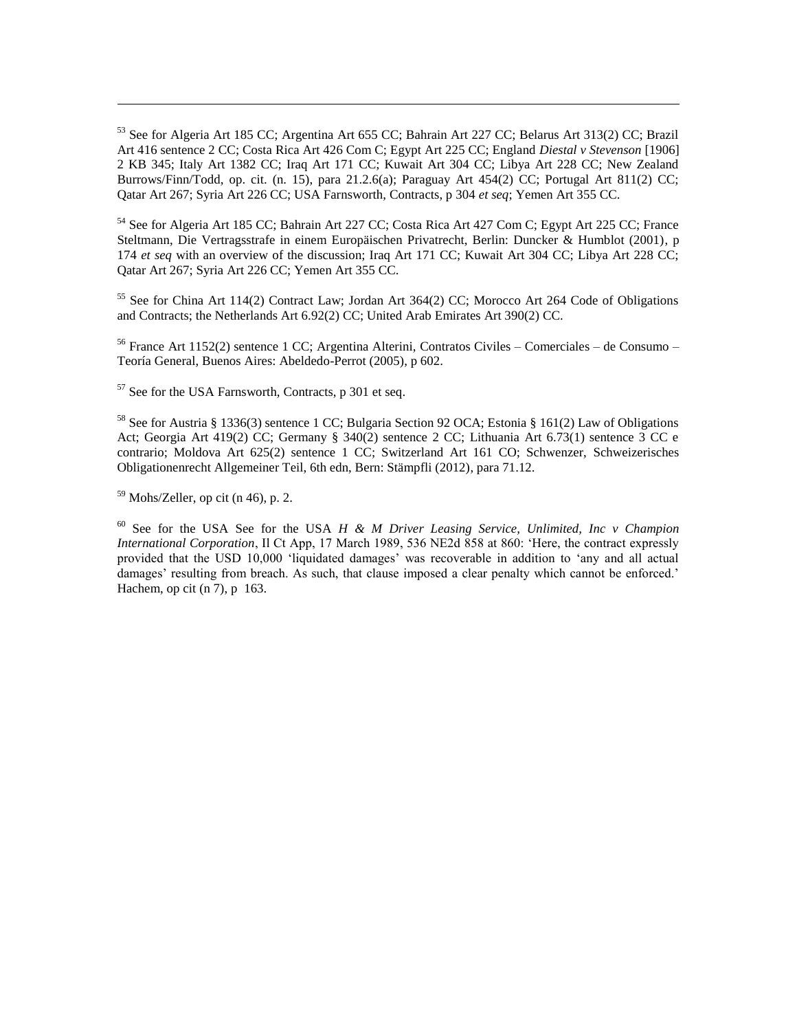[53] See for Algeria Art 185 CC; Argentina Art 655 CC; Bahrain Art 227 CC; Belarus Art 313(2) CC; Brazil Art 416 sentence 2 CC; Costa Rica Art 426 Com C; Egypt Art 225 CC; England *Diestal v Stevenson* [1906] 2 KB 345; Italy Art 1382 CC; Iraq Art 171 CC; Kuwait Art 304 CC; Libya Art 228 CC; New Zealand Burrows/Finn/Todd, op. cit. (n. 15), para 21.2.6(a); Paraguay Art 454(2) CC; Portugal Art 811(2) CC; Qatar Art 267; Syria Art 226 CC; USA Farnsworth, Contracts, p 304 *et seq*; Yemen Art 355 CC.

[54] See for Algeria Art 185 CC; Bahrain Art 227 CC; Costa Rica Art 427 Com C; Egypt Art 225 CC; France Steltmann, Die Vertragsstrafe in einem Europäischen Privatrecht, Berlin: Duncker & Humblot (2001), p 174 *et seq* with an overview of the discussion; Iraq Art 171 CC; Kuwait Art 304 CC; Libya Art 228 CC; Qatar Art 267; Syria Art 226 CC; Yemen Art 355 CC.

[55] See for China Art 114(2) Contract Law; Jordan Art 364(2) CC; Morocco Art 264 Code of Obligations and Contracts; the Netherlands Art 6.92(2) CC; United Arab Emirates Art 390(2) CC.

[56] France Art 1152(2) sentence 1 CC; Argentina Alterini, Contratos Civiles – Comerciales – de Consumo – Teoría General, Buenos Aires: Abeldedo-Perrot (2005), p 602.

[57] See for the USA Farnsworth, Contracts, p 301 et seq.

[58] See for Austria § 1336(3) sentence 1 CC; Bulgaria Section 92 OCA; Estonia § 161(2) Law of Obligations Act; Georgia Art 419(2) CC; Germany § 340(2) sentence 2 CC; Lithuania Art 6.73(1) sentence 3 CC e contrario; Moldova Art 625(2) sentence 1 CC; Switzerland Art 161 CO; Schwenzer, Schweizerisches Obligationenrecht Allgemeiner Teil, 6th edn, Bern: Stämpfli (2012), para 71.12.

[59] Mohs/Zeller, op cit (n 46), p. 2.

[60] See for the USA See for the USA *H & M Driver Leasing Service, Unlimited, Inc v Champion International Corporation*, Il Ct App, 17 March 1989, 536 NE2d 858 at 860: 'Here, the contract expressly provided that the USD 10,000 'liquidated damages' was recoverable in addition to 'any and all actual damages' resulting from breach. As such, that clause imposed a clear penalty which cannot be enforced.' Hachem, op cit (n 7), p 163.